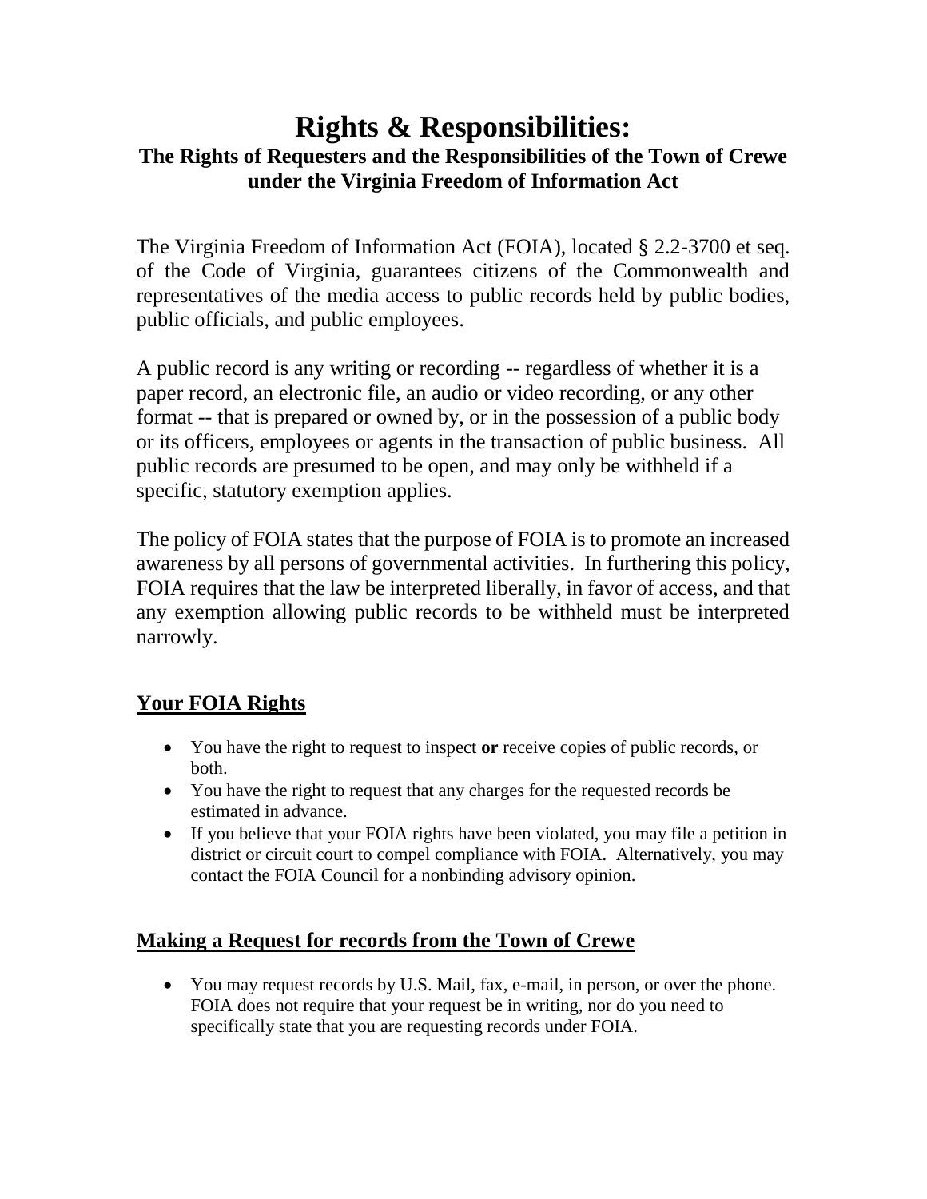# Rights & Responsibilities:

### The Rights of Requesters and the Responsibilities of the Town of Crewe under the Virginia Freedom of Information Act

The Virginia Freedom of Information Act (FOIA), located § 2.2-3700 et seq. of the Code of Virginia, guarantees citizens of the Commonwealth and representatives of the media access to public records held by public bodies, public officials, and public employees.

A public record is any writing or recording -- regardless of whether it is a paper record, an electronic file, an audio or video recording, or any other format -- that is prepared or owned by, or in the possession of a public body or its officers, employees or agents in the transaction of public business. All public records are presumed to be open, and may only be withheld if a specific, statutory exemption applies.

The policy of FOIA states that the purpose of FOIA is to promote an increased awareness by all persons of governmental activities. In furthering this policy, FOIA requires that the law be interpreted liberally, in favor of access, and that any exemption allowing public records to be withheld must be interpreted narrowly.

## Your FOIA Rights

- You have the right to request to inspect **or** receive copies of public records, or both.
- You have the right to request that any charges for the requested records be estimated in advance.
- If you believe that your FOIA rights have been violated, you may file a petition in district or circuit court to compel compliance with FOIA. Alternatively, you may contact the FOIA Council for a nonbinding advisory opinion.

## Making a Request for records from the Town of Crewe

- You may request records by U.S. Mail, fax, e-mail, in person, or over the phone. FOIA does not require that your request be in writing, nor do you need to specifically state that you are requesting records under FOIA.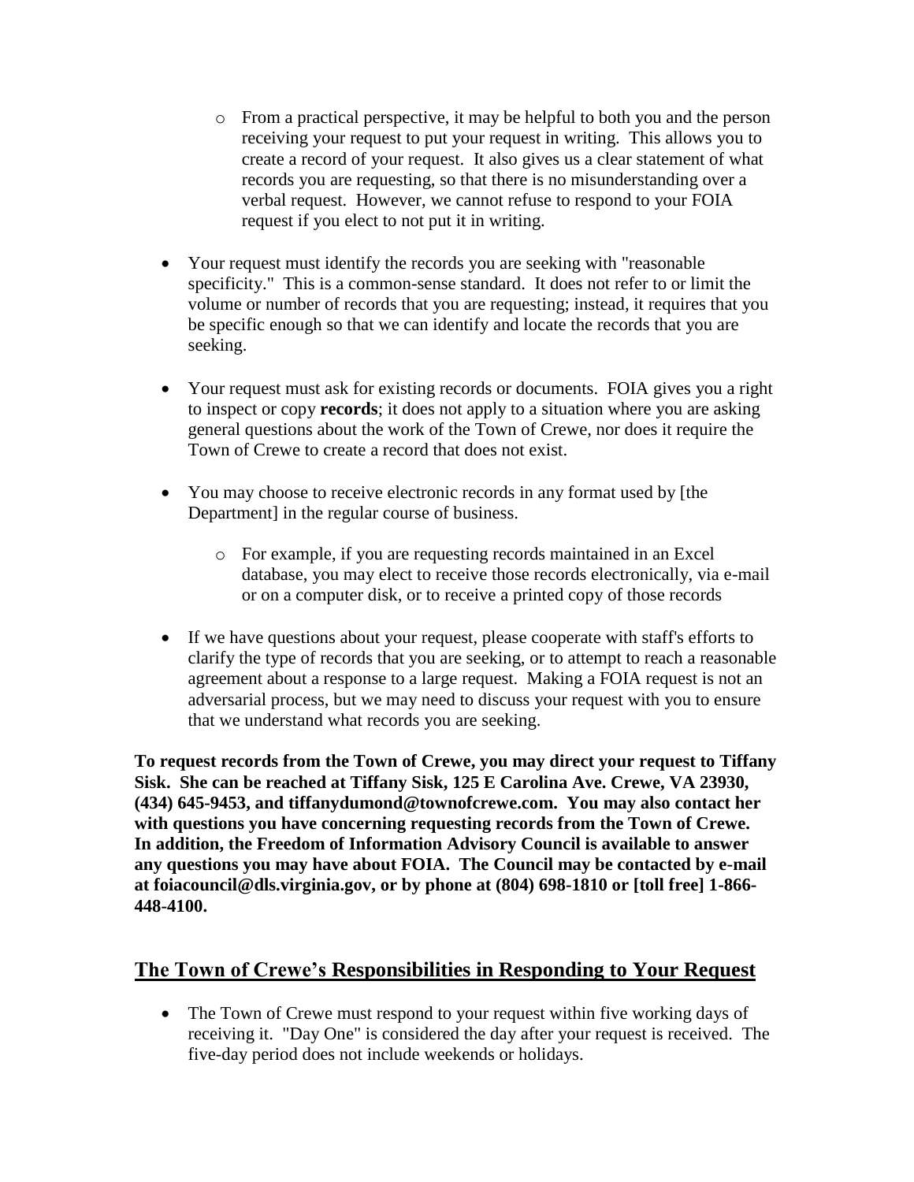- From a practical perspective, it may be helpful to both you and the person receiving your request to put your request in writing. This allows you to create a record of your request. It also gives us a clear statement of what records you are requesting, so that there is no misunderstanding over a verbal request. However, we cannot refuse to respond to your FOIA request if you elect to not put it in writing.

- Your request must identify the records you are seeking with "reasonable specificity." This is a common-sense standard. It does not refer to or limit the volume or number of records that you are requesting; instead, it requires that you be specific enough so that we can identify and locate the records that you are seeking.

- Your request must ask for existing records or documents. FOIA gives you a right to inspect or copy **records**; it does not apply to a situation where you are asking general questions about the work of the Town of Crewe, nor does it require the Town of Crewe to create a record that does not exist.

- You may choose to receive electronic records in any format used by [the Department] in the regular course of business.

  - For example, if you are requesting records maintained in an Excel database, you may elect to receive those records electronically, via e-mail or on a computer disk, or to receive a printed copy of those records

- If we have questions about your request, please cooperate with staff's efforts to clarify the type of records that you are seeking, or to attempt to reach a reasonable agreement about a response to a large request. Making a FOIA request is not an adversarial process, but we may need to discuss your request with you to ensure that we understand what records you are seeking.

**To request records from the Town of Crewe, you may direct your request to Tiffany Sisk. She can be reached at Tiffany Sisk, 125 E Carolina Ave. Crewe, VA 23930, (434) 645-9453, and tiffanydumond@townofcrewe.com. You may also contact her with questions you have concerning requesting records from the Town of Crewe. In addition, the Freedom of Information Advisory Council is available to answer any questions you may have about FOIA. The Council may be contacted by e-mail at foiacouncil@dls.virginia.gov, or by phone at (804) 698-1810 or [toll free] 1-866-448-4100.**

## The Town of Crewe's Responsibilities in Responding to Your Request

- The Town of Crewe must respond to your request within five working days of receiving it. "Day One" is considered the day after your request is received. The five-day period does not include weekends or holidays.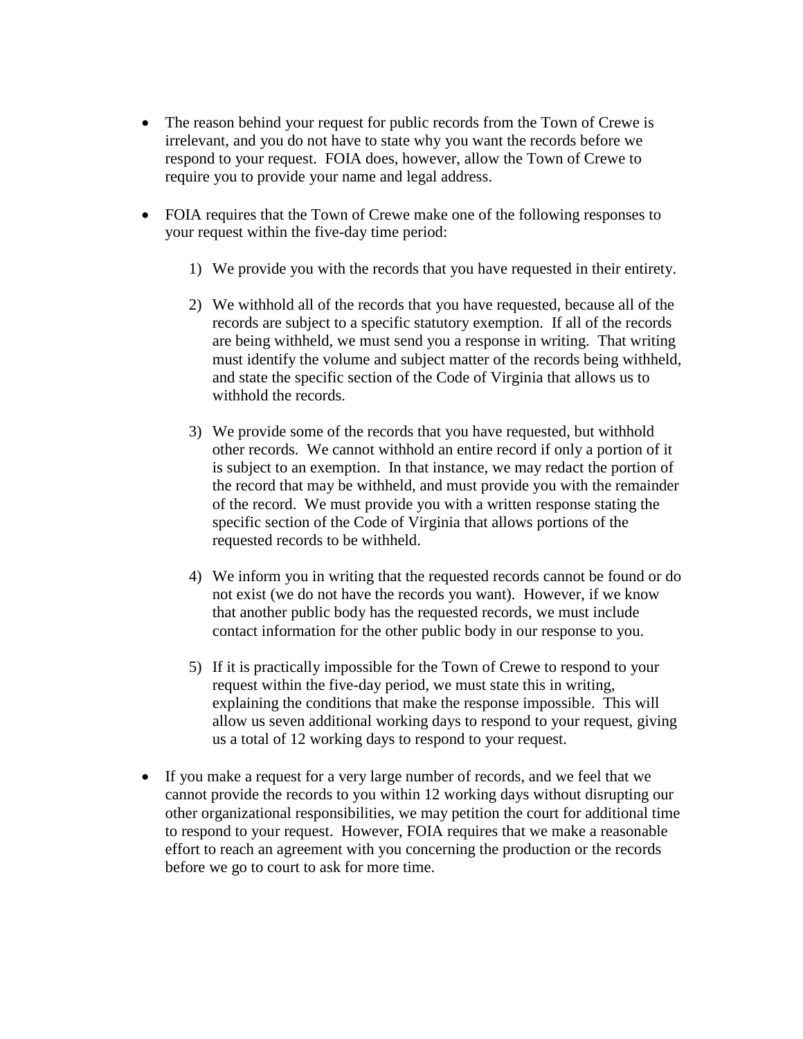- The reason behind your request for public records from the Town of Crewe is irrelevant, and you do not have to state why you want the records before we respond to your request. FOIA does, however, allow the Town of Crewe to require you to provide your name and legal address.

- FOIA requires that the Town of Crewe make one of the following responses to your request within the five-day time period:

  1) We provide you with the records that you have requested in their entirety.

  2) We withhold all of the records that you have requested, because all of the records are subject to a specific statutory exemption. If all of the records are being withheld, we must send you a response in writing. That writing must identify the volume and subject matter of the records being withheld, and state the specific section of the Code of Virginia that allows us to withhold the records.

  3) We provide some of the records that you have requested, but withhold other records. We cannot withhold an entire record if only a portion of it is subject to an exemption. In that instance, we may redact the portion of the record that may be withheld, and must provide you with the remainder of the record. We must provide you with a written response stating the specific section of the Code of Virginia that allows portions of the requested records to be withheld.

  4) We inform you in writing that the requested records cannot be found or do not exist (we do not have the records you want). However, if we know that another public body has the requested records, we must include contact information for the other public body in our response to you.

  5) If it is practically impossible for the Town of Crewe to respond to your request within the five-day period, we must state this in writing, explaining the conditions that make the response impossible. This will allow us seven additional working days to respond to your request, giving us a total of 12 working days to respond to your request.

- If you make a request for a very large number of records, and we feel that we cannot provide the records to you within 12 working days without disrupting our other organizational responsibilities, we may petition the court for additional time to respond to your request. However, FOIA requires that we make a reasonable effort to reach an agreement with you concerning the production or the records before we go to court to ask for more time.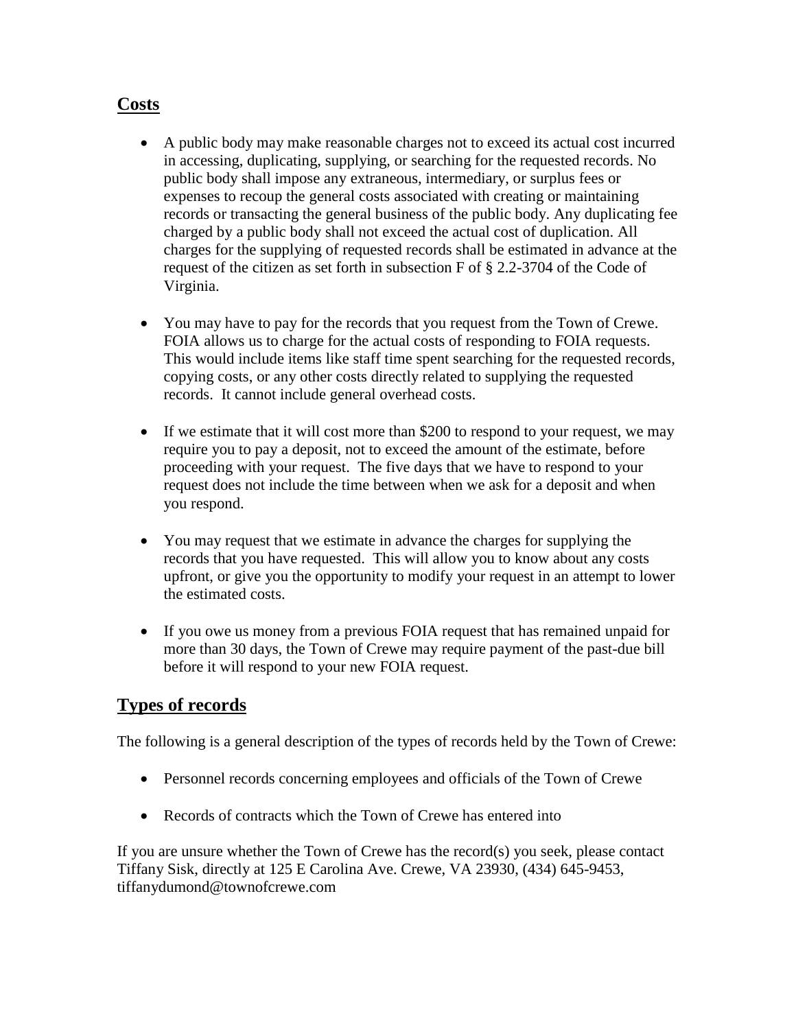## Costs

- A public body may make reasonable charges not to exceed its actual cost incurred in accessing, duplicating, supplying, or searching for the requested records. No public body shall impose any extraneous, intermediary, or surplus fees or expenses to recoup the general costs associated with creating or maintaining records or transacting the general business of the public body. Any duplicating fee charged by a public body shall not exceed the actual cost of duplication. All charges for the supplying of requested records shall be estimated in advance at the request of the citizen as set forth in subsection F of § 2.2-3704 of the Code of Virginia.

- You may have to pay for the records that you request from the Town of Crewe. FOIA allows us to charge for the actual costs of responding to FOIA requests. This would include items like staff time spent searching for the requested records, copying costs, or any other costs directly related to supplying the requested records. It cannot include general overhead costs.

- If we estimate that it will cost more than $200 to respond to your request, we may require you to pay a deposit, not to exceed the amount of the estimate, before proceeding with your request. The five days that we have to respond to your request does not include the time between when we ask for a deposit and when you respond.

- You may request that we estimate in advance the charges for supplying the records that you have requested. This will allow you to know about any costs upfront, or give you the opportunity to modify your request in an attempt to lower the estimated costs.

- If you owe us money from a previous FOIA request that has remained unpaid for more than 30 days, the Town of Crewe may require payment of the past-due bill before it will respond to your new FOIA request.

## Types of records

The following is a general description of the types of records held by the Town of Crewe:

- Personnel records concerning employees and officials of the Town of Crewe

- Records of contracts which the Town of Crewe has entered into

If you are unsure whether the Town of Crewe has the record(s) you seek, please contact Tiffany Sisk, directly at 125 E Carolina Ave. Crewe, VA 23930, (434) 645-9453, tiffanydumond@townofcrewe.com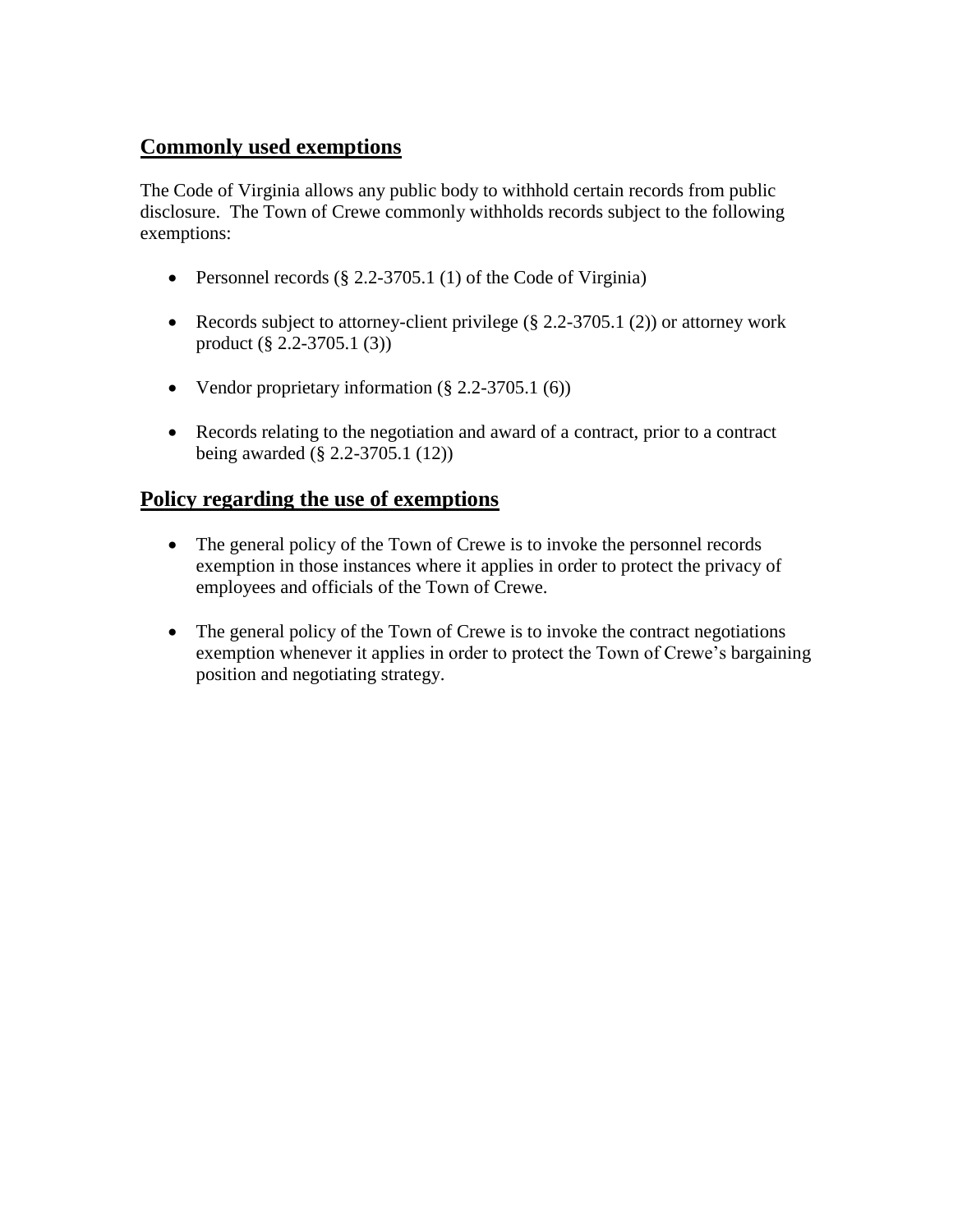## Commonly used exemptions

The Code of Virginia allows any public body to withhold certain records from public disclosure. The Town of Crewe commonly withholds records subject to the following exemptions:

- Personnel records (§ 2.2-3705.1 (1) of the Code of Virginia)
- Records subject to attorney-client privilege (§ 2.2-3705.1 (2)) or attorney work product (§ 2.2-3705.1 (3))
- Vendor proprietary information (§ 2.2-3705.1 (6))
- Records relating to the negotiation and award of a contract, prior to a contract being awarded (§ 2.2-3705.1 (12))

## Policy regarding the use of exemptions

- The general policy of the Town of Crewe is to invoke the personnel records exemption in those instances where it applies in order to protect the privacy of employees and officials of the Town of Crewe.
- The general policy of the Town of Crewe is to invoke the contract negotiations exemption whenever it applies in order to protect the Town of Crewe's bargaining position and negotiating strategy.